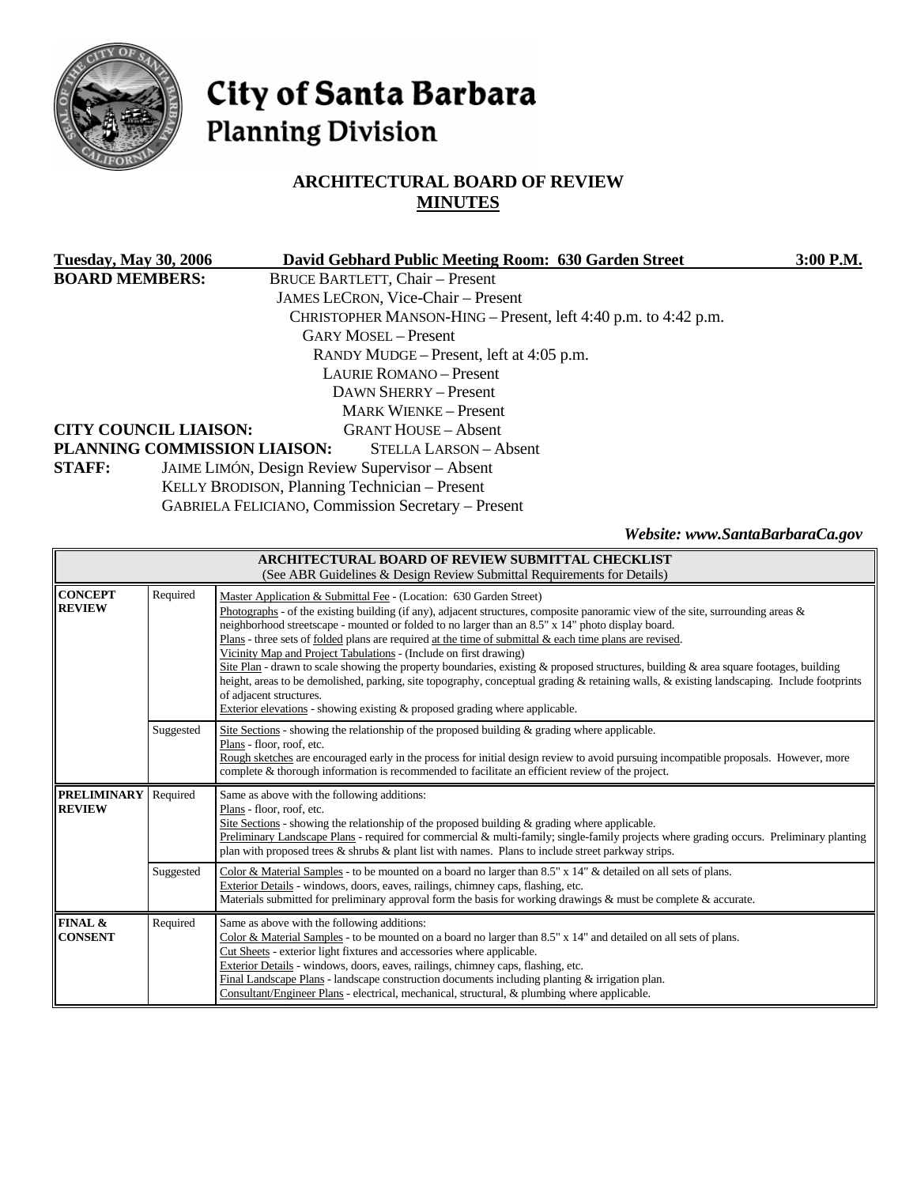# City of Santa Barbara
## Planning Division

## ARCHITECTURAL BOARD OF REVIEW
## MINUTES

**Tuesday, May 30, 2006** **David Gebhard Public Meeting Room: 630 Garden Street** **3:00 P.M.**

**BOARD MEMBERS:**
BRUCE BARTLETT, Chair – Present
JAMES LECRON, Vice-Chair – Present
CHRISTOPHER MANSON-HING – Present, left 4:40 p.m. to 4:42 p.m.
GARY MOSEL – Present
RANDY MUDGE – Present, left at 4:05 p.m.
LAURIE ROMANO – Present
DAWN SHERRY – Present
MARK WIENKE – Present

**CITY COUNCIL LIAISON:** GRANT HOUSE – Absent

**PLANNING COMMISSION LIAISON:** STELLA LARSON – Absent

**STAFF:**
JAIME LIMÓN, Design Review Supervisor – Absent
KELLY BRODISON, Planning Technician – Present
GABRIELA FELICIANO, Commission Secretary – Present

*Website: www.SantaBarbaraCa.gov*

| ARCHITECTURAL BOARD OF REVIEW SUBMITTAL CHECKLIST (See ABR Guidelines & Design Review Submittal Requirements for Details) | | |
|---|---|---|
| **CONCEPT REVIEW** | Required | Master Application & Submittal Fee - (Location: 630 Garden Street)<br>Photographs - of the existing building (if any), adjacent structures, composite panoramic view of the site, surrounding areas & neighborhood streetscape - mounted or folded to no larger than an 8.5" x 14" photo display board.<br>Plans - three sets of folded plans are required at the time of submittal & each time plans are revised.<br>Vicinity Map and Project Tabulations - (Include on first drawing)<br>Site Plan - drawn to scale showing the property boundaries, existing & proposed structures, building & area square footages, building height, areas to be demolished, parking, site topography, conceptual grading & retaining walls, & existing landscaping. Include footprints of adjacent structures.<br>Exterior elevations - showing existing & proposed grading where applicable. |
| | Suggested | Site Sections - showing the relationship of the proposed building & grading where applicable.<br>Plans - floor, roof, etc.<br>Rough sketches are encouraged early in the process for initial design review to avoid pursuing incompatible proposals. However, more complete & thorough information is recommended to facilitate an efficient review of the project. |
| **PRELIMINARY REVIEW** | Required | Same as above with the following additions:<br>Plans - floor, roof, etc.<br>Site Sections - showing the relationship of the proposed building & grading where applicable.<br>Preliminary Landscape Plans - required for commercial & multi-family; single-family projects where grading occurs. Preliminary planting plan with proposed trees & shrubs & plant list with names. Plans to include street parkway strips. |
| | Suggested | Color & Material Samples - to be mounted on a board no larger than 8.5" x 14" & detailed on all sets of plans.<br>Exterior Details - windows, doors, eaves, railings, chimney caps, flashing, etc.<br>Materials submitted for preliminary approval form the basis for working drawings & must be complete & accurate. |
| **FINAL & CONSENT** | Required | Same as above with the following additions:<br>Color & Material Samples - to be mounted on a board no larger than 8.5" x 14" and detailed on all sets of plans.<br>Cut Sheets - exterior light fixtures and accessories where applicable.<br>Exterior Details - windows, doors, eaves, railings, chimney caps, flashing, etc.<br>Final Landscape Plans - landscape construction documents including planting & irrigation plan.<br>Consultant/Engineer Plans - electrical, mechanical, structural, & plumbing where applicable. |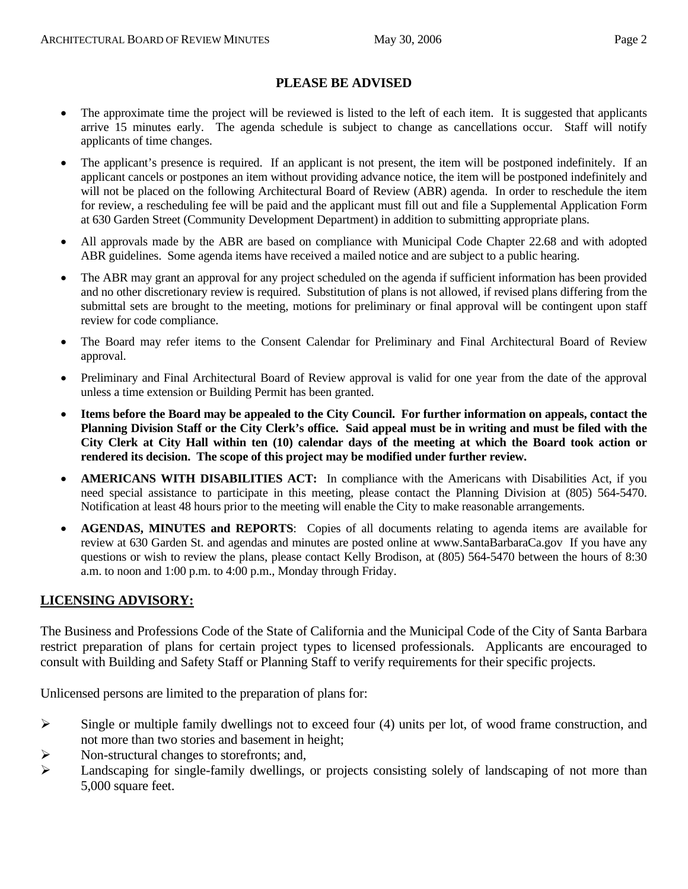## PLEASE BE ADVISED

- The approximate time the project will be reviewed is listed to the left of each item. It is suggested that applicants arrive 15 minutes early. The agenda schedule is subject to change as cancellations occur. Staff will notify applicants of time changes.
- The applicant's presence is required. If an applicant is not present, the item will be postponed indefinitely. If an applicant cancels or postpones an item without providing advance notice, the item will be postponed indefinitely and will not be placed on the following Architectural Board of Review (ABR) agenda. In order to reschedule the item for review, a rescheduling fee will be paid and the applicant must fill out and file a Supplemental Application Form at 630 Garden Street (Community Development Department) in addition to submitting appropriate plans.
- All approvals made by the ABR are based on compliance with Municipal Code Chapter 22.68 and with adopted ABR guidelines. Some agenda items have received a mailed notice and are subject to a public hearing.
- The ABR may grant an approval for any project scheduled on the agenda if sufficient information has been provided and no other discretionary review is required. Substitution of plans is not allowed, if revised plans differing from the submittal sets are brought to the meeting, motions for preliminary or final approval will be contingent upon staff review for code compliance.
- The Board may refer items to the Consent Calendar for Preliminary and Final Architectural Board of Review approval.
- Preliminary and Final Architectural Board of Review approval is valid for one year from the date of the approval unless a time extension or Building Permit has been granted.
- **Items before the Board may be appealed to the City Council. For further information on appeals, contact the Planning Division Staff or the City Clerk's office. Said appeal must be in writing and must be filed with the City Clerk at City Hall within ten (10) calendar days of the meeting at which the Board took action or rendered its decision. The scope of this project may be modified under further review.**
- **AMERICANS WITH DISABILITIES ACT:** In compliance with the Americans with Disabilities Act, if you need special assistance to participate in this meeting, please contact the Planning Division at (805) 564-5470. Notification at least 48 hours prior to the meeting will enable the City to make reasonable arrangements.
- **AGENDAS, MINUTES and REPORTS**: Copies of all documents relating to agenda items are available for review at 630 Garden St. and agendas and minutes are posted online at www.SantaBarbaraCa.gov If you have any questions or wish to review the plans, please contact Kelly Brodison, at (805) 564-5470 between the hours of 8:30 a.m. to noon and 1:00 p.m. to 4:00 p.m., Monday through Friday.

## LICENSING ADVISORY:

The Business and Professions Code of the State of California and the Municipal Code of the City of Santa Barbara restrict preparation of plans for certain project types to licensed professionals. Applicants are encouraged to consult with Building and Safety Staff or Planning Staff to verify requirements for their specific projects.

Unlicensed persons are limited to the preparation of plans for:

- Single or multiple family dwellings not to exceed four (4) units per lot, of wood frame construction, and not more than two stories and basement in height;
- Non-structural changes to storefronts; and,
- Landscaping for single-family dwellings, or projects consisting solely of landscaping of not more than 5,000 square feet.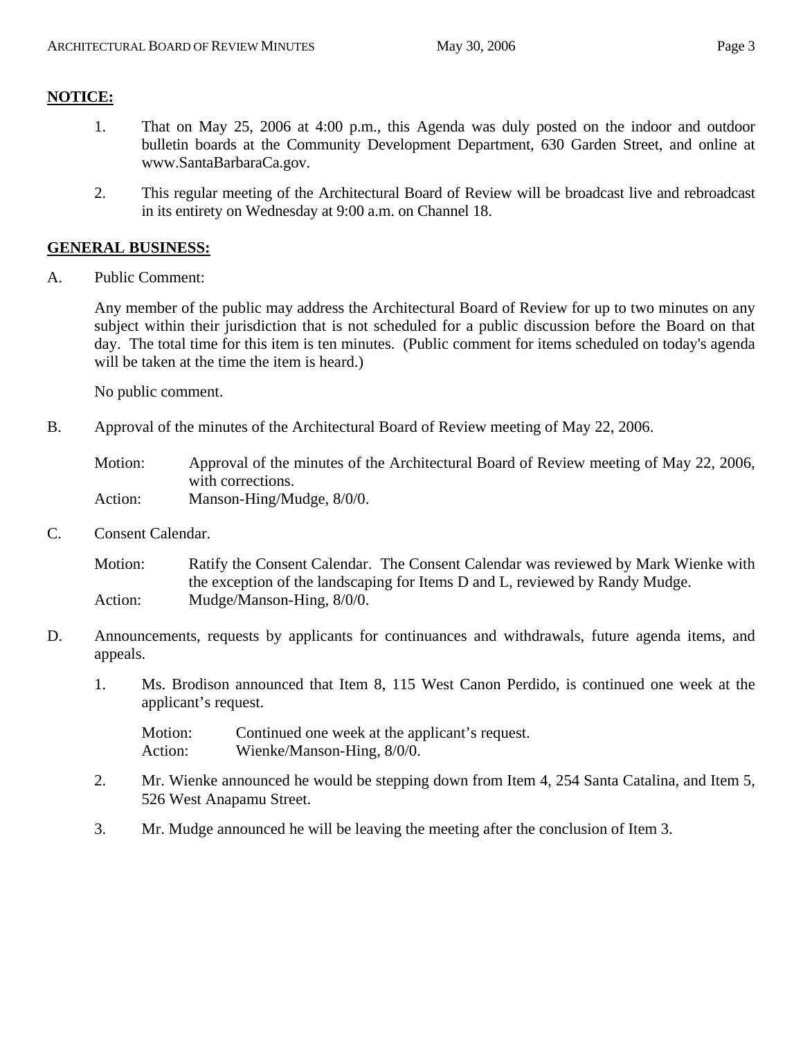## NOTICE:

1. That on May 25, 2006 at 4:00 p.m., this Agenda was duly posted on the indoor and outdoor bulletin boards at the Community Development Department, 630 Garden Street, and online at www.SantaBarbaraCa.gov.

2. This regular meeting of the Architectural Board of Review will be broadcast live and rebroadcast in its entirety on Wednesday at 9:00 a.m. on Channel 18.

## GENERAL BUSINESS:

A. Public Comment:

Any member of the public may address the Architectural Board of Review for up to two minutes on any subject within their jurisdiction that is not scheduled for a public discussion before the Board on that day. The total time for this item is ten minutes. (Public comment for items scheduled on today's agenda will be taken at the time the item is heard.)

No public comment.

B. Approval of the minutes of the Architectural Board of Review meeting of May 22, 2006.

Motion: Approval of the minutes of the Architectural Board of Review meeting of May 22, 2006, with corrections.
Action: Manson-Hing/Mudge, 8/0/0.

C. Consent Calendar.

Motion: Ratify the Consent Calendar. The Consent Calendar was reviewed by Mark Wienke with the exception of the landscaping for Items D and L, reviewed by Randy Mudge.
Action: Mudge/Manson-Hing, 8/0/0.

D. Announcements, requests by applicants for continuances and withdrawals, future agenda items, and appeals.

1. Ms. Brodison announced that Item 8, 115 West Canon Perdido, is continued one week at the applicant's request.

   Motion: Continued one week at the applicant's request.
   Action: Wienke/Manson-Hing, 8/0/0.

2. Mr. Wienke announced he would be stepping down from Item 4, 254 Santa Catalina, and Item 5, 526 West Anapamu Street.

3. Mr. Mudge announced he will be leaving the meeting after the conclusion of Item 3.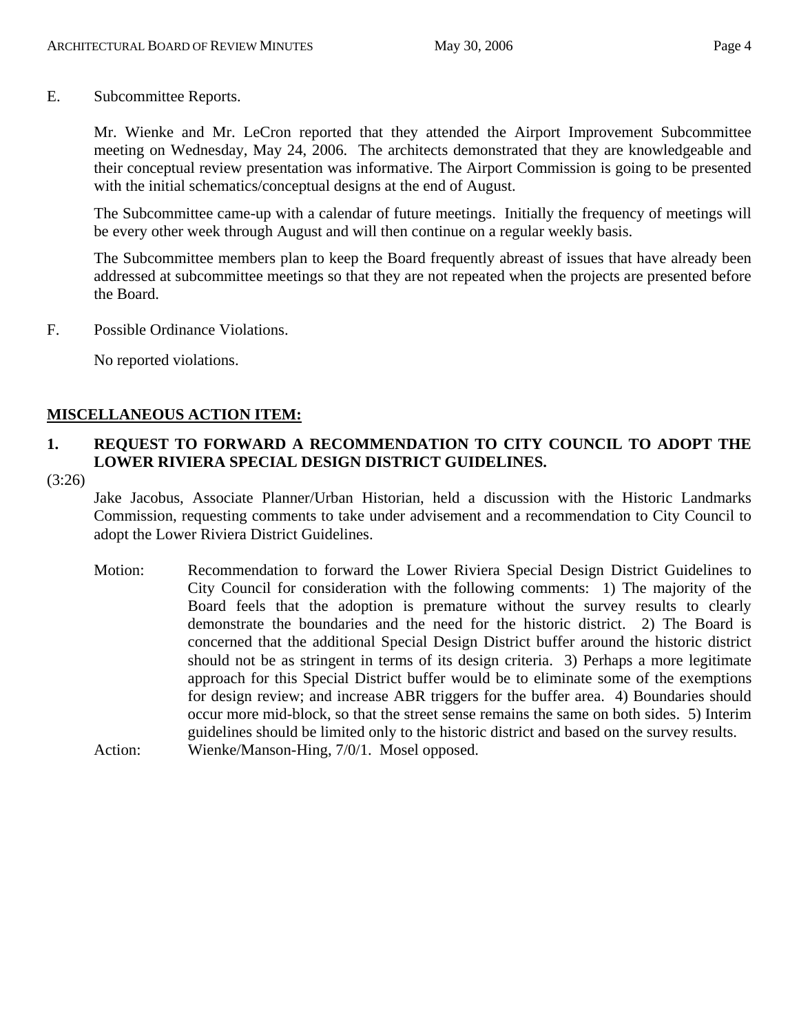E. Subcommittee Reports.

Mr. Wienke and Mr. LeCron reported that they attended the Airport Improvement Subcommittee meeting on Wednesday, May 24, 2006. The architects demonstrated that they are knowledgeable and their conceptual review presentation was informative. The Airport Commission is going to be presented with the initial schematics/conceptual designs at the end of August.

The Subcommittee came-up with a calendar of future meetings. Initially the frequency of meetings will be every other week through August and will then continue on a regular weekly basis.

The Subcommittee members plan to keep the Board frequently abreast of issues that have already been addressed at subcommittee meetings so that they are not repeated when the projects are presented before the Board.

F. Possible Ordinance Violations.

No reported violations.

## MISCELLANEOUS ACTION ITEM:

### 1. REQUEST TO FORWARD A RECOMMENDATION TO CITY COUNCIL TO ADOPT THE LOWER RIVIERA SPECIAL DESIGN DISTRICT GUIDELINES.

(3:26)

Jake Jacobus, Associate Planner/Urban Historian, held a discussion with the Historic Landmarks Commission, requesting comments to take under advisement and a recommendation to City Council to adopt the Lower Riviera District Guidelines.

Motion: Recommendation to forward the Lower Riviera Special Design District Guidelines to City Council for consideration with the following comments: 1) The majority of the Board feels that the adoption is premature without the survey results to clearly demonstrate the boundaries and the need for the historic district. 2) The Board is concerned that the additional Special Design District buffer around the historic district should not be as stringent in terms of its design criteria. 3) Perhaps a more legitimate approach for this Special District buffer would be to eliminate some of the exemptions for design review; and increase ABR triggers for the buffer area. 4) Boundaries should occur more mid-block, so that the street sense remains the same on both sides. 5) Interim guidelines should be limited only to the historic district and based on the survey results.

Action: Wienke/Manson-Hing, 7/0/1. Mosel opposed.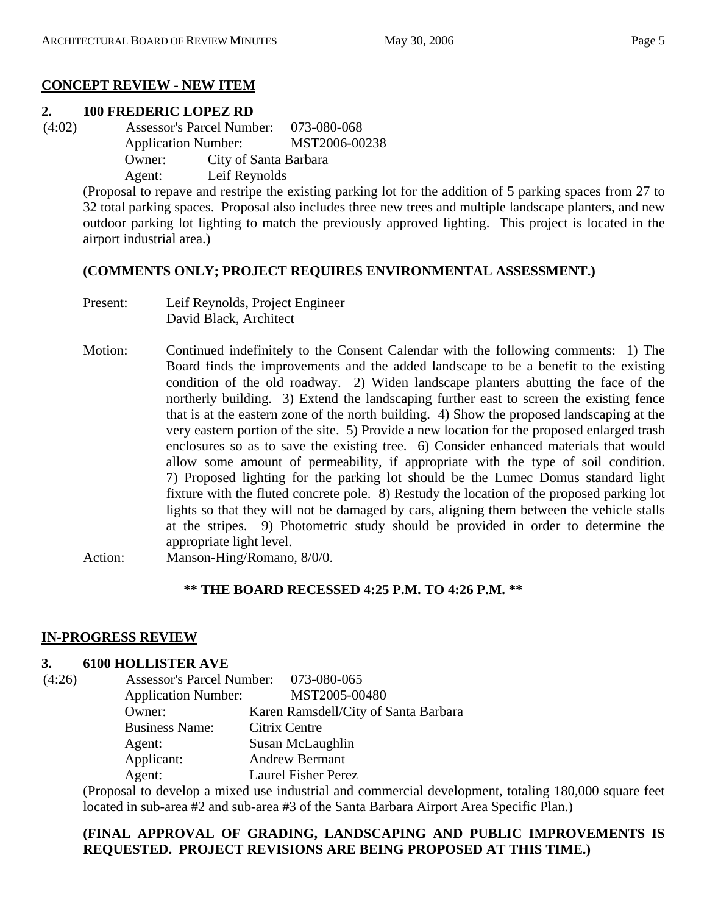## CONCEPT REVIEW - NEW ITEM

### 2. 100 FREDERIC LOPEZ RD

(4:02)

Assessor's Parcel Number: 073-080-068
Application Number: MST2006-00238
Owner: City of Santa Barbara
Agent: Leif Reynolds

(Proposal to repave and restripe the existing parking lot for the addition of 5 parking spaces from 27 to 32 total parking spaces. Proposal also includes three new trees and multiple landscape planters, and new outdoor parking lot lighting to match the previously approved lighting. This project is located in the airport industrial area.)

**(COMMENTS ONLY; PROJECT REQUIRES ENVIRONMENTAL ASSESSMENT.)**

Present: Leif Reynolds, Project Engineer
David Black, Architect

Motion: Continued indefinitely to the Consent Calendar with the following comments: 1) The Board finds the improvements and the added landscape to be a benefit to the existing condition of the old roadway. 2) Widen landscape planters abutting the face of the northerly building. 3) Extend the landscaping further east to screen the existing fence that is at the eastern zone of the north building. 4) Show the proposed landscaping at the very eastern portion of the site. 5) Provide a new location for the proposed enlarged trash enclosures so as to save the existing tree. 6) Consider enhanced materials that would allow some amount of permeability, if appropriate with the type of soil condition. 7) Proposed lighting for the parking lot should be the Lumec Domus standard light fixture with the fluted concrete pole. 8) Restudy the location of the proposed parking lot lights so that they will not be damaged by cars, aligning them between the vehicle stalls at the stripes. 9) Photometric study should be provided in order to determine the appropriate light level.

Action: Manson-Hing/Romano, 8/0/0.

**\*\* THE BOARD RECESSED 4:25 P.M. TO 4:26 P.M. \*\***

## IN-PROGRESS REVIEW

### 3. 6100 HOLLISTER AVE

(4:26)

Assessor's Parcel Number: 073-080-065
Application Number: MST2005-00480
Owner: Karen Ramsdell/City of Santa Barbara
Business Name: Citrix Centre
Agent: Susan McLaughlin
Applicant: Andrew Bermant
Agent: Laurel Fisher Perez

(Proposal to develop a mixed use industrial and commercial development, totaling 180,000 square feet located in sub-area #2 and sub-area #3 of the Santa Barbara Airport Area Specific Plan.)

**(FINAL APPROVAL OF GRADING, LANDSCAPING AND PUBLIC IMPROVEMENTS IS REQUESTED. PROJECT REVISIONS ARE BEING PROPOSED AT THIS TIME.)**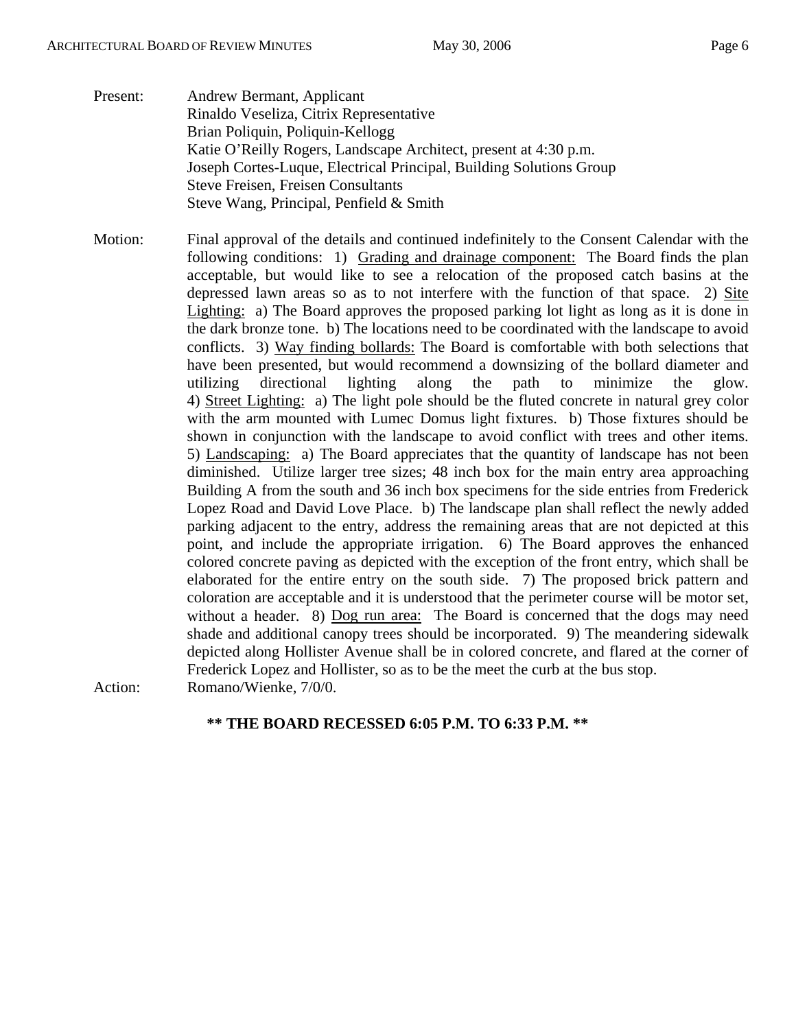Present: Andrew Bermant, Applicant
Rinaldo Veseliza, Citrix Representative
Brian Poliquin, Poliquin-Kellogg
Katie O'Reilly Rogers, Landscape Architect, present at 4:30 p.m.
Joseph Cortes-Luque, Electrical Principal, Building Solutions Group
Steve Freisen, Freisen Consultants
Steve Wang, Principal, Penfield & Smith

Motion: Final approval of the details and continued indefinitely to the Consent Calendar with the following conditions: 1) Grading and drainage component: The Board finds the plan acceptable, but would like to see a relocation of the proposed catch basins at the depressed lawn areas so as to not interfere with the function of that space. 2) Site Lighting: a) The Board approves the proposed parking lot light as long as it is done in the dark bronze tone. b) The locations need to be coordinated with the landscape to avoid conflicts. 3) Way finding bollards: The Board is comfortable with both selections that have been presented, but would recommend a downsizing of the bollard diameter and utilizing directional lighting along the path to minimize the glow. 4) Street Lighting: a) The light pole should be the fluted concrete in natural grey color with the arm mounted with Lumec Domus light fixtures. b) Those fixtures should be shown in conjunction with the landscape to avoid conflict with trees and other items. 5) Landscaping: a) The Board appreciates that the quantity of landscape has not been diminished. Utilize larger tree sizes; 48 inch box for the main entry area approaching Building A from the south and 36 inch box specimens for the side entries from Frederick Lopez Road and David Love Place. b) The landscape plan shall reflect the newly added parking adjacent to the entry, address the remaining areas that are not depicted at this point, and include the appropriate irrigation. 6) The Board approves the enhanced colored concrete paving as depicted with the exception of the front entry, which shall be elaborated for the entire entry on the south side. 7) The proposed brick pattern and coloration are acceptable and it is understood that the perimeter course will be motor set, without a header. 8) Dog run area: The Board is concerned that the dogs may need shade and additional canopy trees should be incorporated. 9) The meandering sidewalk depicted along Hollister Avenue shall be in colored concrete, and flared at the corner of Frederick Lopez and Hollister, so as to be the meet the curb at the bus stop.

Action: Romano/Wienke, 7/0/0.

**\*\* THE BOARD RECESSED 6:05 P.M. TO 6:33 P.M. \*\***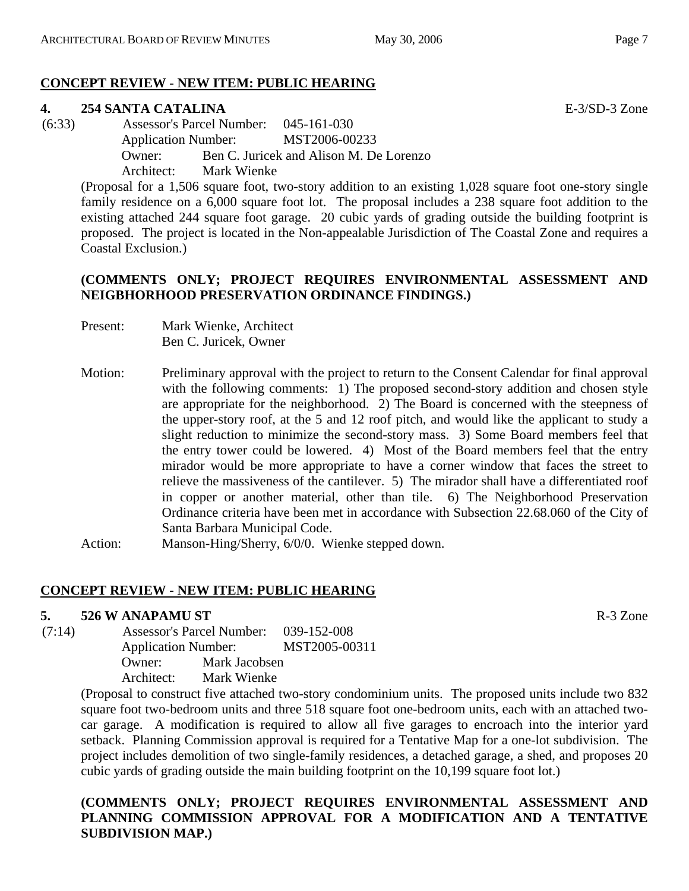**CONCEPT REVIEW - NEW ITEM: PUBLIC HEARING**

**4. 254 SANTA CATALINA** E-3/SD-3 Zone

(6:33) Assessor's Parcel Number: 045-161-030
Application Number: MST2006-00233
Owner: Ben C. Juricek and Alison M. De Lorenzo
Architect: Mark Wienke

(Proposal for a 1,506 square foot, two-story addition to an existing 1,028 square foot one-story single family residence on a 6,000 square foot lot. The proposal includes a 238 square foot addition to the existing attached 244 square foot garage. 20 cubic yards of grading outside the building footprint is proposed. The project is located in the Non-appealable Jurisdiction of The Coastal Zone and requires a Coastal Exclusion.)

**(COMMENTS ONLY; PROJECT REQUIRES ENVIRONMENTAL ASSESSMENT AND NEIGBHORHOOD PRESERVATION ORDINANCE FINDINGS.)**

Present: Mark Wienke, Architect
Ben C. Juricek, Owner

Motion: Preliminary approval with the project to return to the Consent Calendar for final approval with the following comments: 1) The proposed second-story addition and chosen style are appropriate for the neighborhood. 2) The Board is concerned with the steepness of the upper-story roof, at the 5 and 12 roof pitch, and would like the applicant to study a slight reduction to minimize the second-story mass. 3) Some Board members feel that the entry tower could be lowered. 4) Most of the Board members feel that the entry mirador would be more appropriate to have a corner window that faces the street to relieve the massiveness of the cantilever. 5) The mirador shall have a differentiated roof in copper or another material, other than tile. 6) The Neighborhood Preservation Ordinance criteria have been met in accordance with Subsection 22.68.060 of the City of Santa Barbara Municipal Code.

Action: Manson-Hing/Sherry, 6/0/0. Wienke stepped down.

**CONCEPT REVIEW - NEW ITEM: PUBLIC HEARING**

**5. 526 W ANAPAMU ST** R-3 Zone

(7:14) Assessor's Parcel Number: 039-152-008
Application Number: MST2005-00311
Owner: Mark Jacobsen
Architect: Mark Wienke

(Proposal to construct five attached two-story condominium units. The proposed units include two 832 square foot two-bedroom units and three 518 square foot one-bedroom units, each with an attached two-car garage. A modification is required to allow all five garages to encroach into the interior yard setback. Planning Commission approval is required for a Tentative Map for a one-lot subdivision. The project includes demolition of two single-family residences, a detached garage, a shed, and proposes 20 cubic yards of grading outside the main building footprint on the 10,199 square foot lot.)

**(COMMENTS ONLY; PROJECT REQUIRES ENVIRONMENTAL ASSESSMENT AND PLANNING COMMISSION APPROVAL FOR A MODIFICATION AND A TENTATIVE SUBDIVISION MAP.)**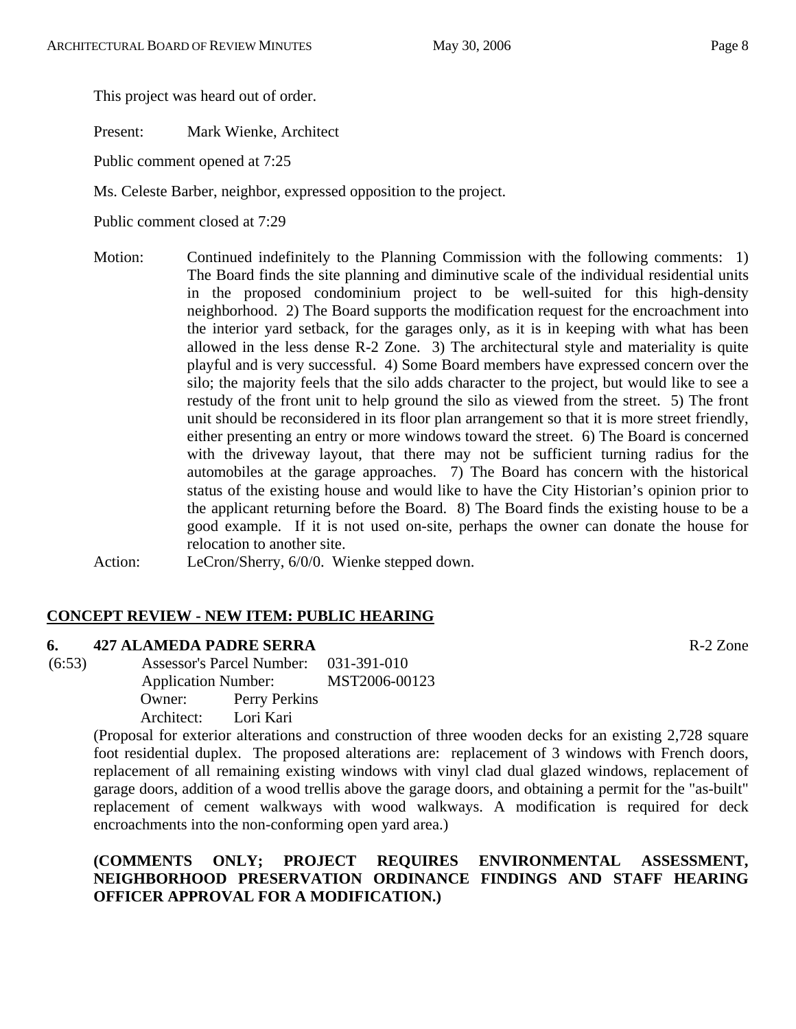This project was heard out of order.

Present: Mark Wienke, Architect

Public comment opened at 7:25

Ms. Celeste Barber, neighbor, expressed opposition to the project.

Public comment closed at 7:29

Motion: Continued indefinitely to the Planning Commission with the following comments: 1) The Board finds the site planning and diminutive scale of the individual residential units in the proposed condominium project to be well-suited for this high-density neighborhood. 2) The Board supports the modification request for the encroachment into the interior yard setback, for the garages only, as it is in keeping with what has been allowed in the less dense R-2 Zone. 3) The architectural style and materiality is quite playful and is very successful. 4) Some Board members have expressed concern over the silo; the majority feels that the silo adds character to the project, but would like to see a restudy of the front unit to help ground the silo as viewed from the street. 5) The front unit should be reconsidered in its floor plan arrangement so that it is more street friendly, either presenting an entry or more windows toward the street. 6) The Board is concerned with the driveway layout, that there may not be sufficient turning radius for the automobiles at the garage approaches. 7) The Board has concern with the historical status of the existing house and would like to have the City Historian's opinion prior to the applicant returning before the Board. 8) The Board finds the existing house to be a good example. If it is not used on-site, perhaps the owner can donate the house for relocation to another site.

Action: LeCron/Sherry, 6/0/0. Wienke stepped down.

## CONCEPT REVIEW - NEW ITEM: PUBLIC HEARING

**6. 427 ALAMEDA PADRE SERRA** R-2 Zone

(6:53)
Assessor's Parcel Number: 031-391-010
Application Number: MST2006-00123
Owner: Perry Perkins
Architect: Lori Kari

(Proposal for exterior alterations and construction of three wooden decks for an existing 2,728 square foot residential duplex. The proposed alterations are: replacement of 3 windows with French doors, replacement of all remaining existing windows with vinyl clad dual glazed windows, replacement of garage doors, addition of a wood trellis above the garage doors, and obtaining a permit for the "as-built" replacement of cement walkways with wood walkways. A modification is required for deck encroachments into the non-conforming open yard area.)

**(COMMENTS ONLY; PROJECT REQUIRES ENVIRONMENTAL ASSESSMENT, NEIGHBORHOOD PRESERVATION ORDINANCE FINDINGS AND STAFF HEARING OFFICER APPROVAL FOR A MODIFICATION.)**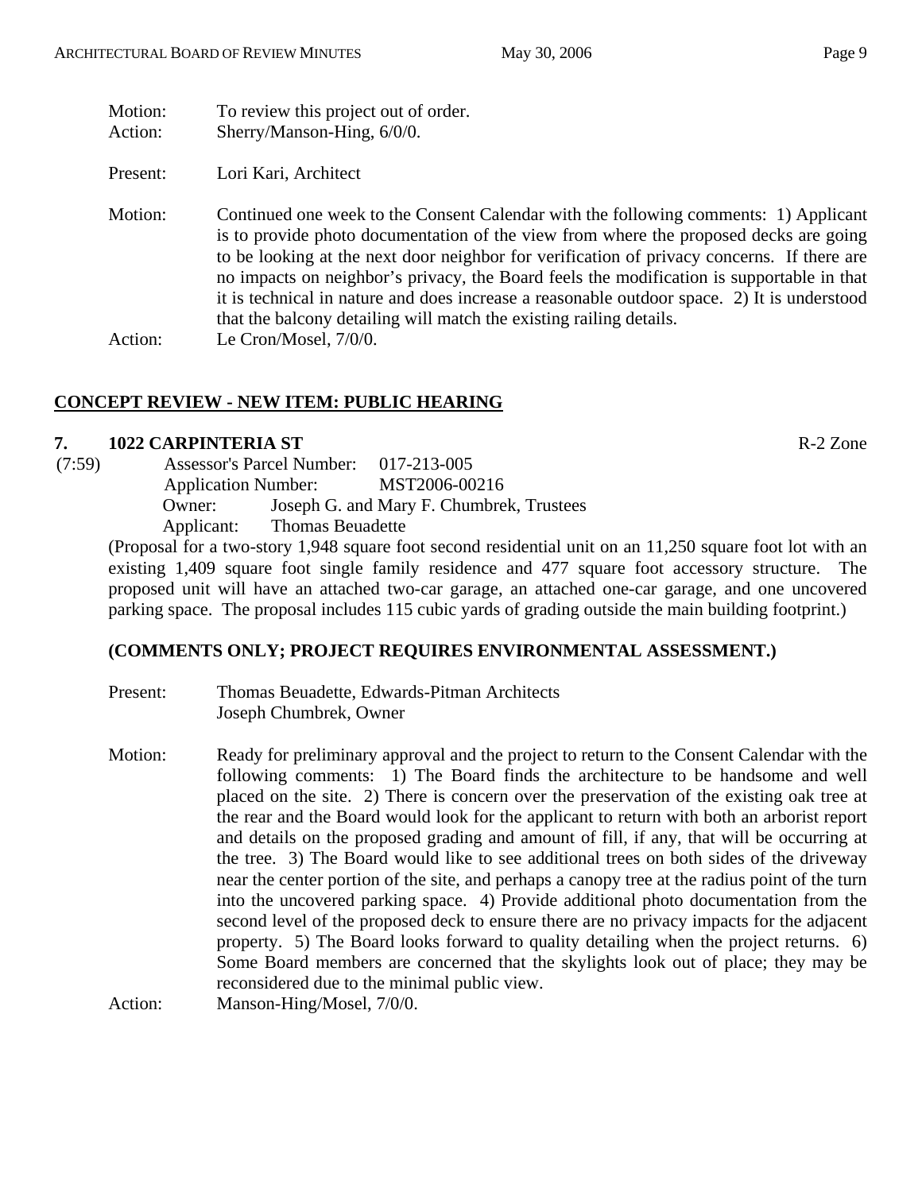Motion: To review this project out of order.
Action: Sherry/Manson-Hing, 6/0/0.

Present: Lori Kari, Architect

Motion: Continued one week to the Consent Calendar with the following comments: 1) Applicant is to provide photo documentation of the view from where the proposed decks are going to be looking at the next door neighbor for verification of privacy concerns. If there are no impacts on neighbor's privacy, the Board feels the modification is supportable in that it is technical in nature and does increase a reasonable outdoor space. 2) It is understood that the balcony detailing will match the existing railing details.
Action: Le Cron/Mosel, 7/0/0.

## CONCEPT REVIEW - NEW ITEM: PUBLIC HEARING

### 7. 1022 CARPINTERIA ST — R-2 Zone

(7:59)
Assessor's Parcel Number: 017-213-005
Application Number: MST2006-00216
Owner: Joseph G. and Mary F. Chumbrek, Trustees
Applicant: Thomas Beuadette

(Proposal for a two-story 1,948 square foot second residential unit on an 11,250 square foot lot with an existing 1,409 square foot single family residence and 477 square foot accessory structure. The proposed unit will have an attached two-car garage, an attached one-car garage, and one uncovered parking space. The proposal includes 115 cubic yards of grading outside the main building footprint.)

**(COMMENTS ONLY; PROJECT REQUIRES ENVIRONMENTAL ASSESSMENT.)**

Present: Thomas Beuadette, Edwards-Pitman Architects
Joseph Chumbrek, Owner

Motion: Ready for preliminary approval and the project to return to the Consent Calendar with the following comments: 1) The Board finds the architecture to be handsome and well placed on the site. 2) There is concern over the preservation of the existing oak tree at the rear and the Board would look for the applicant to return with both an arborist report and details on the proposed grading and amount of fill, if any, that will be occurring at the tree. 3) The Board would like to see additional trees on both sides of the driveway near the center portion of the site, and perhaps a canopy tree at the radius point of the turn into the uncovered parking space. 4) Provide additional photo documentation from the second level of the proposed deck to ensure there are no privacy impacts for the adjacent property. 5) The Board looks forward to quality detailing when the project returns. 6) Some Board members are concerned that the skylights look out of place; they may be reconsidered due to the minimal public view.
Action: Manson-Hing/Mosel, 7/0/0.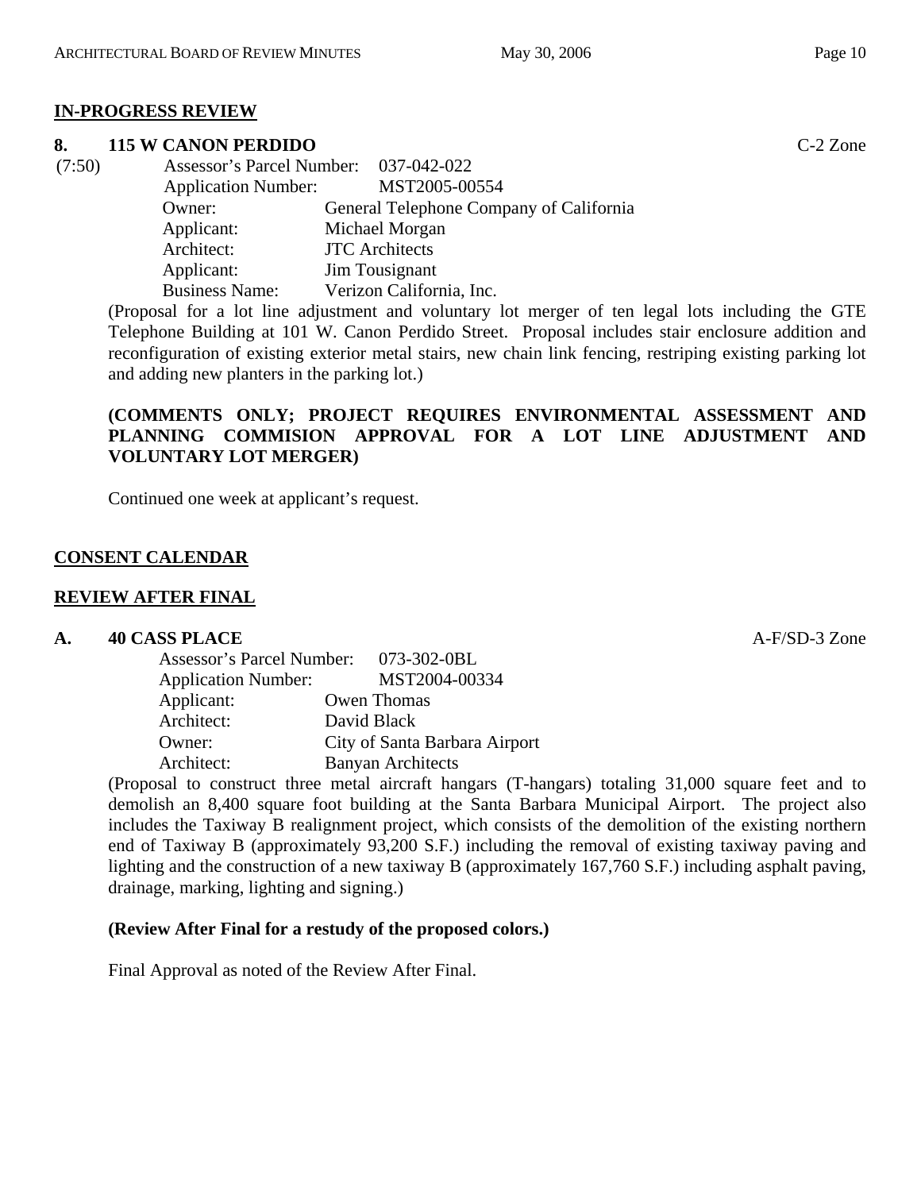**IN-PROGRESS REVIEW**

**8. 115 W CANON PERDIDO** C-2 Zone

(7:50)

Assessor's Parcel Number: 037-042-022
Application Number: MST2005-00554
Owner: General Telephone Company of California
Applicant: Michael Morgan
Architect: JTC Architects
Applicant: Jim Tousignant
Business Name: Verizon California, Inc.

(Proposal for a lot line adjustment and voluntary lot merger of ten legal lots including the GTE Telephone Building at 101 W. Canon Perdido Street. Proposal includes stair enclosure addition and reconfiguration of existing exterior metal stairs, new chain link fencing, restriping existing parking lot and adding new planters in the parking lot.)

**(COMMENTS ONLY; PROJECT REQUIRES ENVIRONMENTAL ASSESSMENT AND PLANNING COMMISION APPROVAL FOR A LOT LINE ADJUSTMENT AND VOLUNTARY LOT MERGER)**

Continued one week at applicant's request.

**CONSENT CALENDAR**

**REVIEW AFTER FINAL**

**A. 40 CASS PLACE** A-F/SD-3 Zone

Assessor's Parcel Number: 073-302-0BL
Application Number: MST2004-00334
Applicant: Owen Thomas
Architect: David Black
Owner: City of Santa Barbara Airport
Architect: Banyan Architects

(Proposal to construct three metal aircraft hangars (T-hangars) totaling 31,000 square feet and to demolish an 8,400 square foot building at the Santa Barbara Municipal Airport. The project also includes the Taxiway B realignment project, which consists of the demolition of the existing northern end of Taxiway B (approximately 93,200 S.F.) including the removal of existing taxiway paving and lighting and the construction of a new taxiway B (approximately 167,760 S.F.) including asphalt paving, drainage, marking, lighting and signing.)

**(Review After Final for a restudy of the proposed colors.)**

Final Approval as noted of the Review After Final.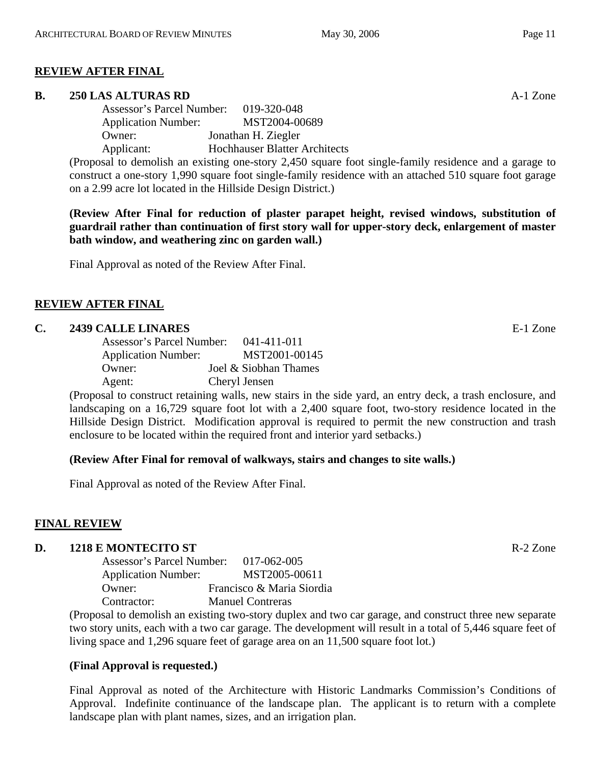**REVIEW AFTER FINAL**

**B. 250 LAS ALTURAS RD** A-1 Zone

Assessor's Parcel Number: 019-320-048
Application Number: MST2004-00689
Owner: Jonathan H. Ziegler
Applicant: Hochhauser Blatter Architects

(Proposal to demolish an existing one-story 2,450 square foot single-family residence and a garage to construct a one-story 1,990 square foot single-family residence with an attached 510 square foot garage on a 2.99 acre lot located in the Hillside Design District.)

**(Review After Final for reduction of plaster parapet height, revised windows, substitution of guardrail rather than continuation of first story wall for upper-story deck, enlargement of master bath window, and weathering zinc on garden wall.)**

Final Approval as noted of the Review After Final.

**REVIEW AFTER FINAL**

**C. 2439 CALLE LINARES** E-1 Zone

Assessor's Parcel Number: 041-411-011
Application Number: MST2001-00145
Owner: Joel & Siobhan Thames
Agent: Cheryl Jensen

(Proposal to construct retaining walls, new stairs in the side yard, an entry deck, a trash enclosure, and landscaping on a 16,729 square foot lot with a 2,400 square foot, two-story residence located in the Hillside Design District. Modification approval is required to permit the new construction and trash enclosure to be located within the required front and interior yard setbacks.)

**(Review After Final for removal of walkways, stairs and changes to site walls.)**

Final Approval as noted of the Review After Final.

**FINAL REVIEW**

**D. 1218 E MONTECITO ST** R-2 Zone

Assessor's Parcel Number: 017-062-005
Application Number: MST2005-00611
Owner: Francisco & Maria Siordia
Contractor: Manuel Contreras

(Proposal to demolish an existing two-story duplex and two car garage, and construct three new separate two story units, each with a two car garage. The development will result in a total of 5,446 square feet of living space and 1,296 square feet of garage area on an 11,500 square foot lot.)

**(Final Approval is requested.)**

Final Approval as noted of the Architecture with Historic Landmarks Commission's Conditions of Approval. Indefinite continuance of the landscape plan. The applicant is to return with a complete landscape plan with plant names, sizes, and an irrigation plan.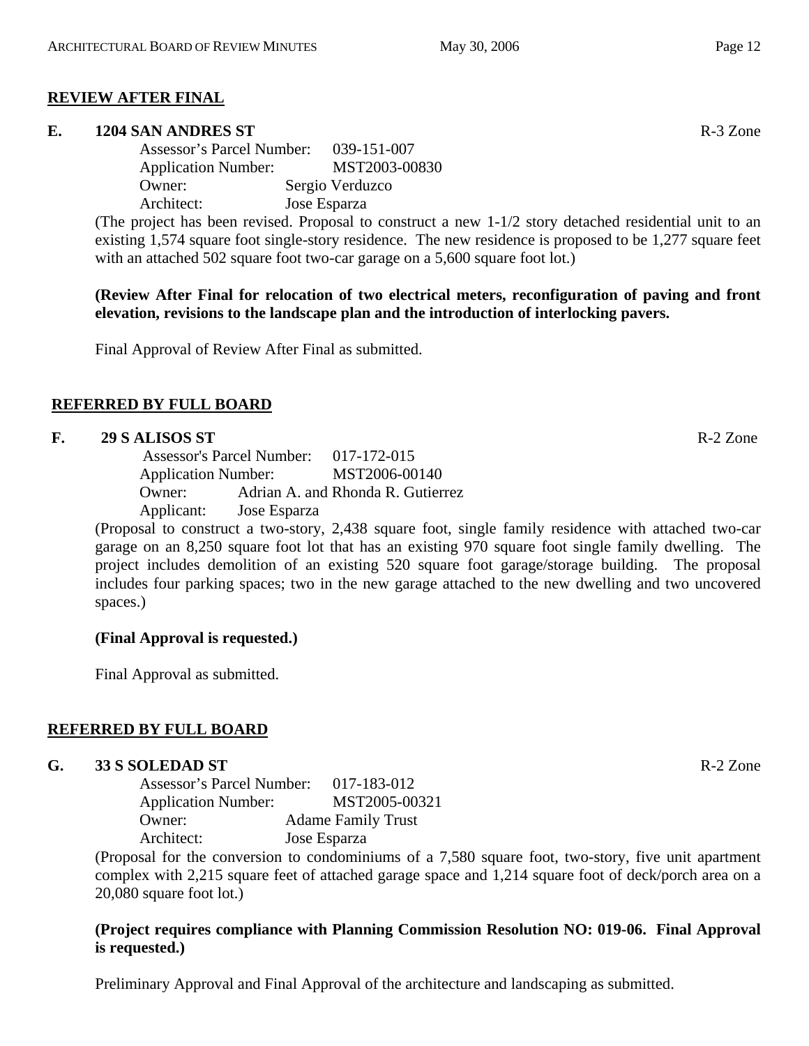## REVIEW AFTER FINAL

**E. 1204 SAN ANDRES ST** R-3 Zone

Assessor's Parcel Number: 039-151-007
Application Number: MST2003-00830
Owner: Sergio Verduzco
Architect: Jose Esparza

(The project has been revised. Proposal to construct a new 1-1/2 story detached residential unit to an existing 1,574 square foot single-story residence. The new residence is proposed to be 1,277 square feet with an attached 502 square foot two-car garage on a 5,600 square foot lot.)

**(Review After Final for relocation of two electrical meters, reconfiguration of paving and front elevation, revisions to the landscape plan and the introduction of interlocking pavers.**

Final Approval of Review After Final as submitted.

## REFERRED BY FULL BOARD

**F. 29 S ALISOS ST** R-2 Zone

Assessor's Parcel Number: 017-172-015
Application Number: MST2006-00140
Owner: Adrian A. and Rhonda R. Gutierrez
Applicant: Jose Esparza

(Proposal to construct a two-story, 2,438 square foot, single family residence with attached two-car garage on an 8,250 square foot lot that has an existing 970 square foot single family dwelling. The project includes demolition of an existing 520 square foot garage/storage building. The proposal includes four parking spaces; two in the new garage attached to the new dwelling and two uncovered spaces.)

**(Final Approval is requested.)**

Final Approval as submitted.

## REFERRED BY FULL BOARD

**G. 33 S SOLEDAD ST** R-2 Zone

Assessor's Parcel Number: 017-183-012
Application Number: MST2005-00321
Owner: Adame Family Trust
Architect: Jose Esparza

(Proposal for the conversion to condominiums of a 7,580 square foot, two-story, five unit apartment complex with 2,215 square feet of attached garage space and 1,214 square foot of deck/porch area on a 20,080 square foot lot.)

**(Project requires compliance with Planning Commission Resolution NO: 019-06. Final Approval is requested.)**

Preliminary Approval and Final Approval of the architecture and landscaping as submitted.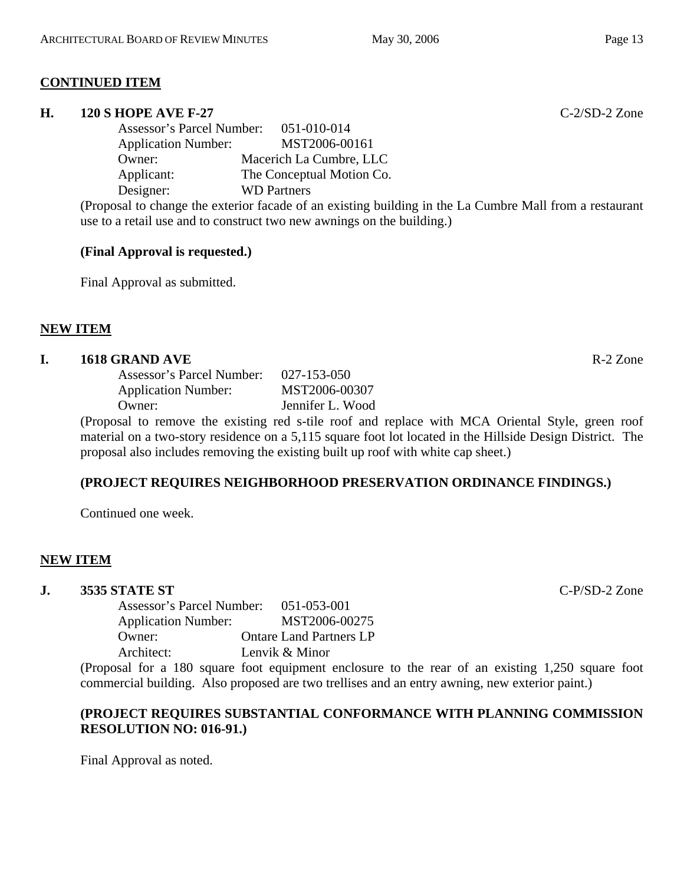**CONTINUED ITEM**

**H. 120 S HOPE AVE F-27** C-2/SD-2 Zone

Assessor's Parcel Number: 051-010-014
Application Number: MST2006-00161
Owner: Macerich La Cumbre, LLC
Applicant: The Conceptual Motion Co.
Designer: WD Partners

(Proposal to change the exterior facade of an existing building in the La Cumbre Mall from a restaurant use to a retail use and to construct two new awnings on the building.)

**(Final Approval is requested.)**

Final Approval as submitted.

**NEW ITEM**

**I. 1618 GRAND AVE** R-2 Zone

Assessor's Parcel Number: 027-153-050
Application Number: MST2006-00307
Owner: Jennifer L. Wood

(Proposal to remove the existing red s-tile roof and replace with MCA Oriental Style, green roof material on a two-story residence on a 5,115 square foot lot located in the Hillside Design District. The proposal also includes removing the existing built up roof with white cap sheet.)

**(PROJECT REQUIRES NEIGHBORHOOD PRESERVATION ORDINANCE FINDINGS.)**

Continued one week.

**NEW ITEM**

**J. 3535 STATE ST** C-P/SD-2 Zone

Assessor's Parcel Number: 051-053-001
Application Number: MST2006-00275
Owner: Ontare Land Partners LP
Architect: Lenvik & Minor

(Proposal for a 180 square foot equipment enclosure to the rear of an existing 1,250 square foot commercial building. Also proposed are two trellises and an entry awning, new exterior paint.)

**(PROJECT REQUIRES SUBSTANTIAL CONFORMANCE WITH PLANNING COMMISSION RESOLUTION NO: 016-91.)**

Final Approval as noted.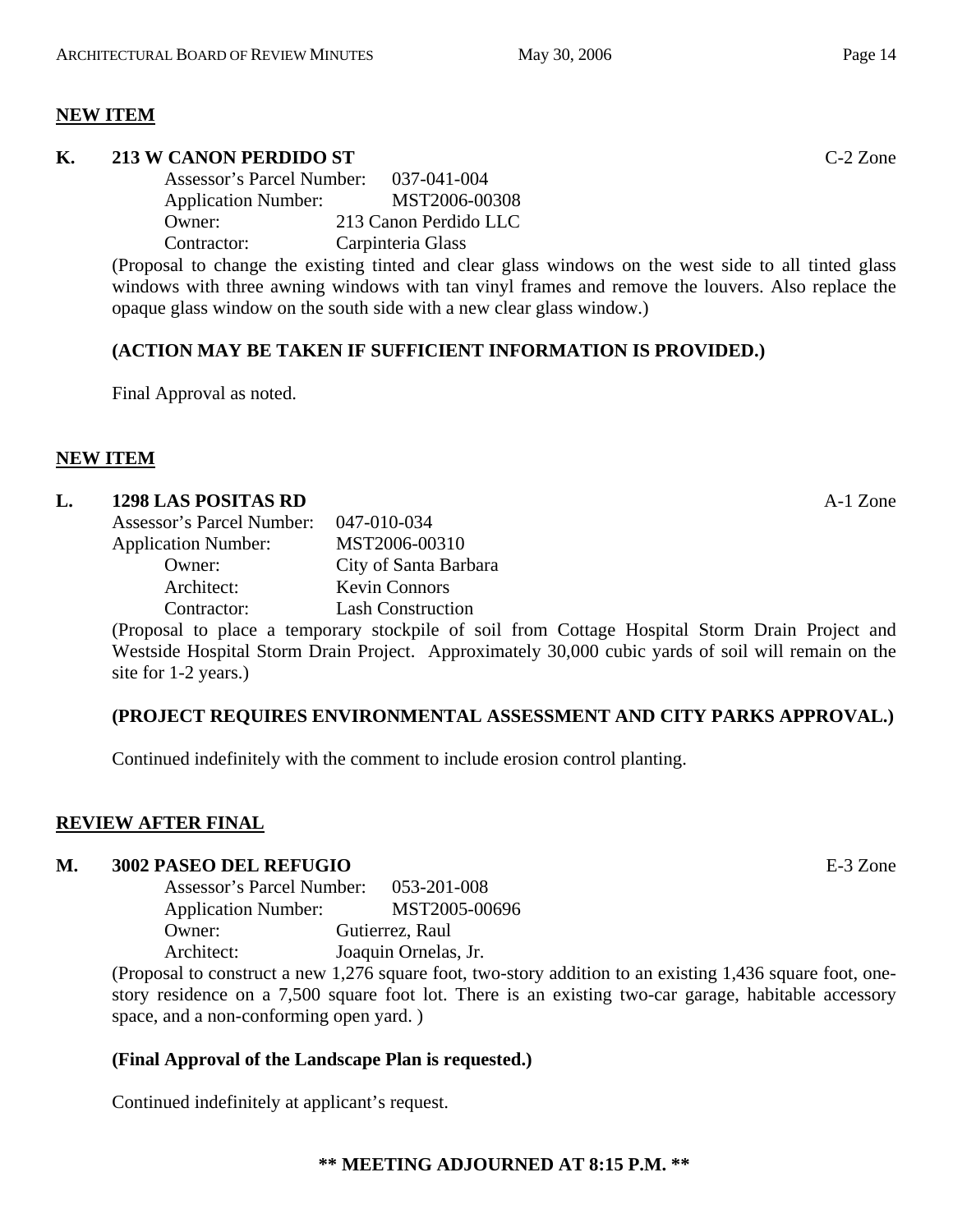**NEW ITEM**

**K. 213 W CANON PERDIDO ST** C-2 Zone

Assessor's Parcel Number: 037-041-004
Application Number: MST2006-00308
Owner: 213 Canon Perdido LLC
Contractor: Carpinteria Glass

(Proposal to change the existing tinted and clear glass windows on the west side to all tinted glass windows with three awning windows with tan vinyl frames and remove the louvers. Also replace the opaque glass window on the south side with a new clear glass window.)

**(ACTION MAY BE TAKEN IF SUFFICIENT INFORMATION IS PROVIDED.)**

Final Approval as noted.

**NEW ITEM**

**L. 1298 LAS POSITAS RD** A-1 Zone

Assessor's Parcel Number: 047-010-034
Application Number: MST2006-00310
Owner: City of Santa Barbara
Architect: Kevin Connors
Contractor: Lash Construction

(Proposal to place a temporary stockpile of soil from Cottage Hospital Storm Drain Project and Westside Hospital Storm Drain Project. Approximately 30,000 cubic yards of soil will remain on the site for 1-2 years.)

**(PROJECT REQUIRES ENVIRONMENTAL ASSESSMENT AND CITY PARKS APPROVAL.)**

Continued indefinitely with the comment to include erosion control planting.

**REVIEW AFTER FINAL**

**M. 3002 PASEO DEL REFUGIO** E-3 Zone

Assessor's Parcel Number: 053-201-008
Application Number: MST2005-00696
Owner: Gutierrez, Raul
Architect: Joaquin Ornelas, Jr.

(Proposal to construct a new 1,276 square foot, two-story addition to an existing 1,436 square foot, one-story residence on a 7,500 square foot lot. There is an existing two-car garage, habitable accessory space, and a non-conforming open yard. )

**(Final Approval of the Landscape Plan is requested.)**

Continued indefinitely at applicant's request.

**\*\* MEETING ADJOURNED AT 8:15 P.M. \*\***